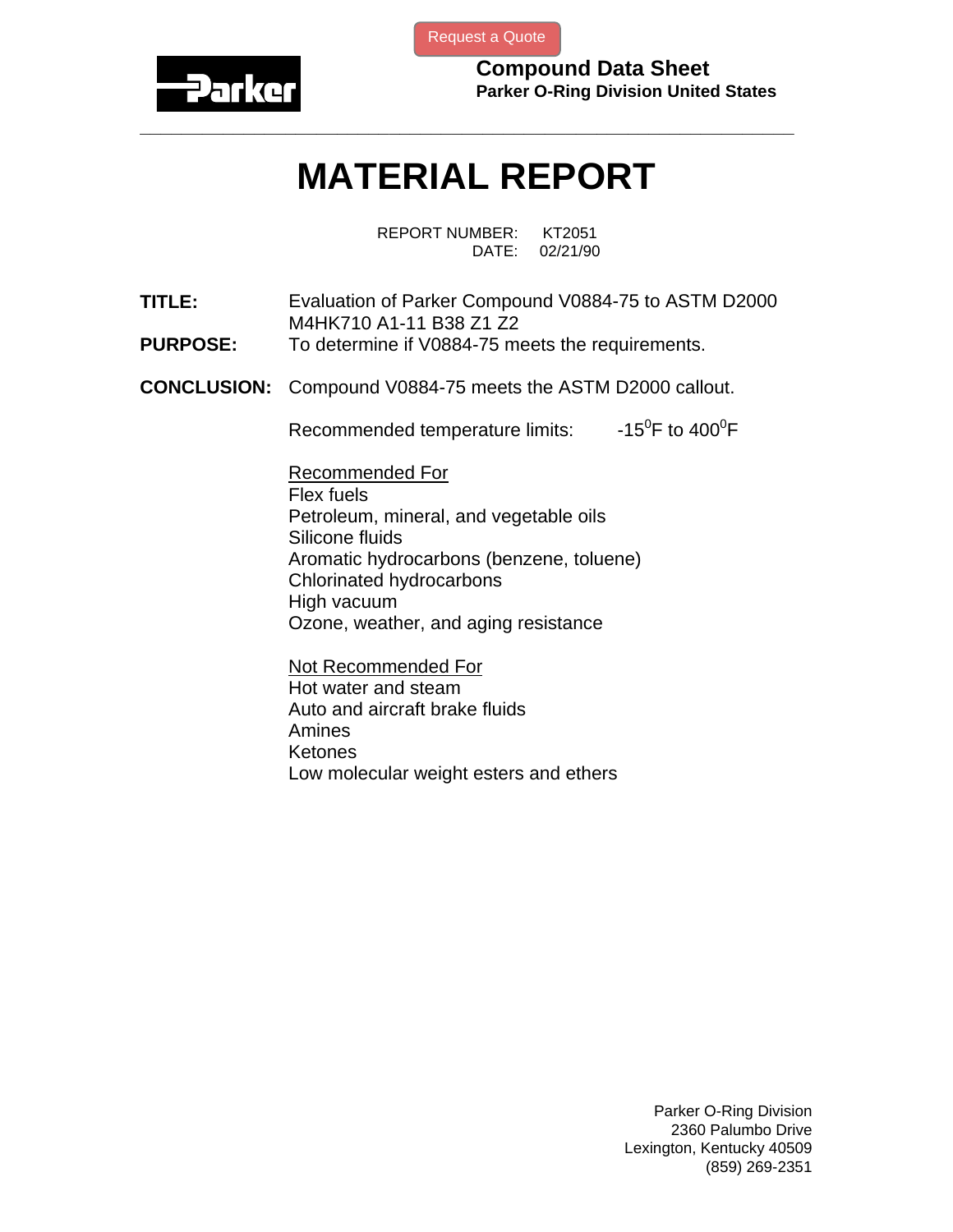Request a Quote

**Parker**

**Compound Data Sheet**
**Parker O-Ring Division United States**

---

# MATERIAL REPORT

REPORT NUMBER: KT2051
DATE: 02/21/90

**TITLE:** Evaluation of Parker Compound V0884-75 to ASTM D2000 M4HK710 A1-11 B38 Z1 Z2

**PURPOSE:** To determine if V0884-75 meets the requirements.

**CONCLUSION:** Compound V0884-75 meets the ASTM D2000 callout.

Recommended temperature limits: $-15^0$F to $400^0$F

Recommended For

Flex fuels
Petroleum, mineral, and vegetable oils
Silicone fluids
Aromatic hydrocarbons (benzene, toluene)
Chlorinated hydrocarbons
High vacuum
Ozone, weather, and aging resistance

Not Recommended For

Hot water and steam
Auto and aircraft brake fluids
Amines
Ketones
Low molecular weight esters and ethers

Parker O-Ring Division
2360 Palumbo Drive
Lexington, Kentucky 40509
(859) 269-2351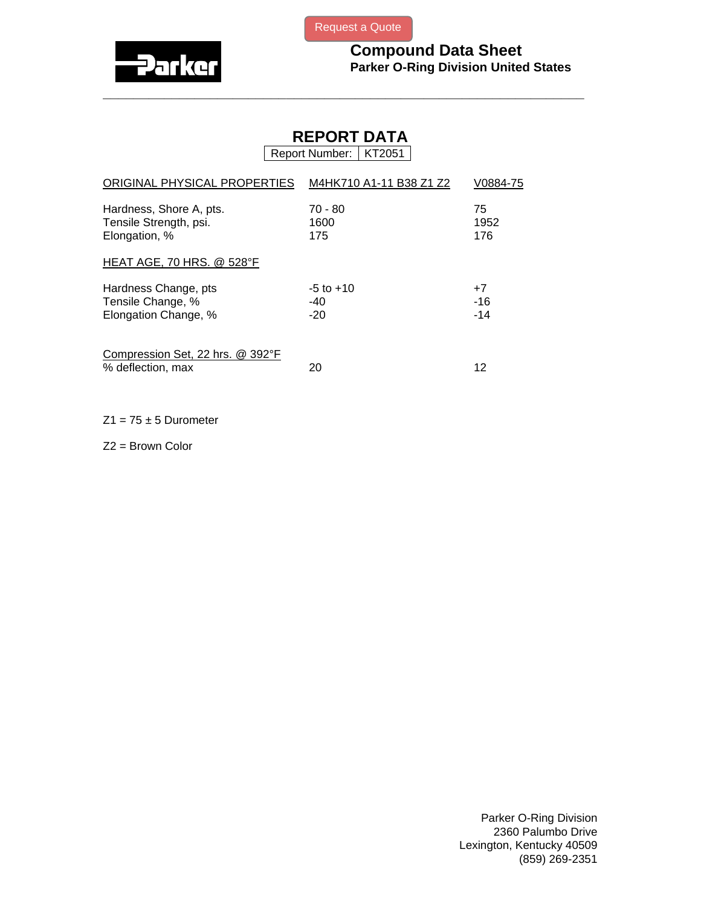Request a Quote

**Parker**

# Compound Data Sheet
**Parker O-Ring Division United States**

## REPORT DATA

| Report Number: | KT2051 |
|---|---|

| ORIGINAL PHYSICAL PROPERTIES | M4HK710 A1-11 B38 Z1 Z2 | V0884-75 |
|---|---|---|
| Hardness, Shore A, pts. | 70 - 80 | 75 |
| Tensile Strength, psi. | 1600 | 1952 |
| Elongation, % | 175 | 176 |
| HEAT AGE, 70 HRS. @ 528°F | | |
| Hardness Change, pts | -5 to +10 | +7 |
| Tensile Change, % | -40 | -16 |
| Elongation Change, % | -20 | -14 |
| Compression Set, 22 hrs. @ 392°F | | |
| % deflection, max | 20 | 12 |

Z1 = 75 ± 5 Durometer

Z2 = Brown Color

Parker O-Ring Division
2360 Palumbo Drive
Lexington, Kentucky 40509
(859) 269-2351